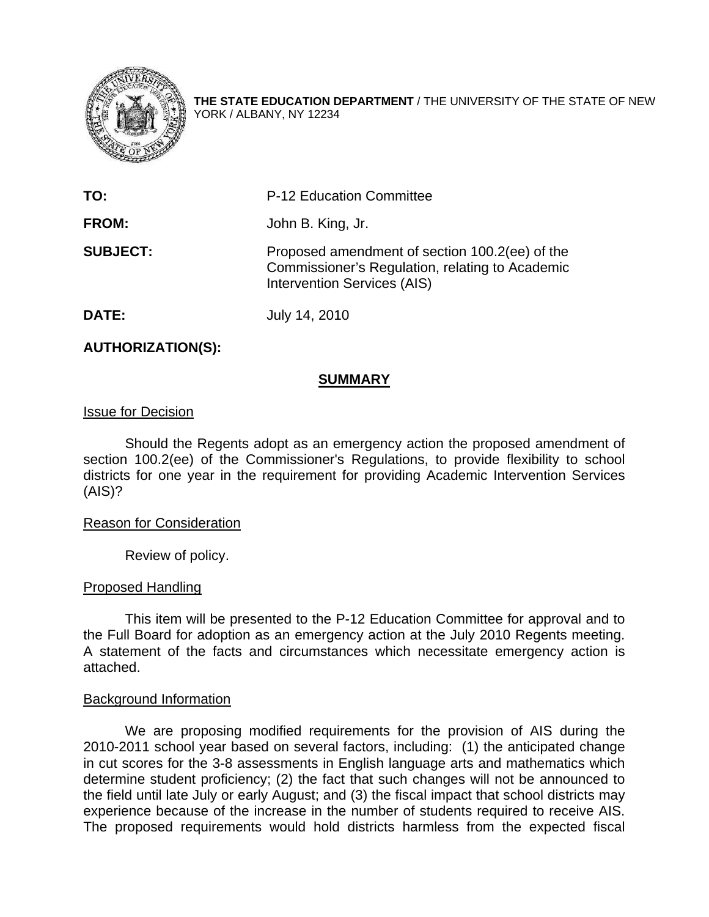**THE STATE EDUCATION DEPARTMENT** / THE UNIVERSITY OF THE STATE OF NEW YORK / ALBANY, NY 12234

| | |
|---|---|
| **TO:** | P-12 Education Committee |
| **FROM:** | John B. King, Jr. |
| **SUBJECT:** | Proposed amendment of section 100.2(ee) of the Commissioner's Regulation, relating to Academic Intervention Services (AIS) |
| **DATE:** | July 14, 2010 |

**AUTHORIZATION(S):**

## SUMMARY

Issue for Decision

Should the Regents adopt as an emergency action the proposed amendment of section 100.2(ee) of the Commissioner's Regulations, to provide flexibility to school districts for one year in the requirement for providing Academic Intervention Services (AIS)?

Reason for Consideration

Review of policy.

Proposed Handling

This item will be presented to the P-12 Education Committee for approval and to the Full Board for adoption as an emergency action at the July 2010 Regents meeting. A statement of the facts and circumstances which necessitate emergency action is attached.

Background Information

We are proposing modified requirements for the provision of AIS during the 2010-2011 school year based on several factors, including: (1) the anticipated change in cut scores for the 3-8 assessments in English language arts and mathematics which determine student proficiency; (2) the fact that such changes will not be announced to the field until late July or early August; and (3) the fiscal impact that school districts may experience because of the increase in the number of students required to receive AIS. The proposed requirements would hold districts harmless from the expected fiscal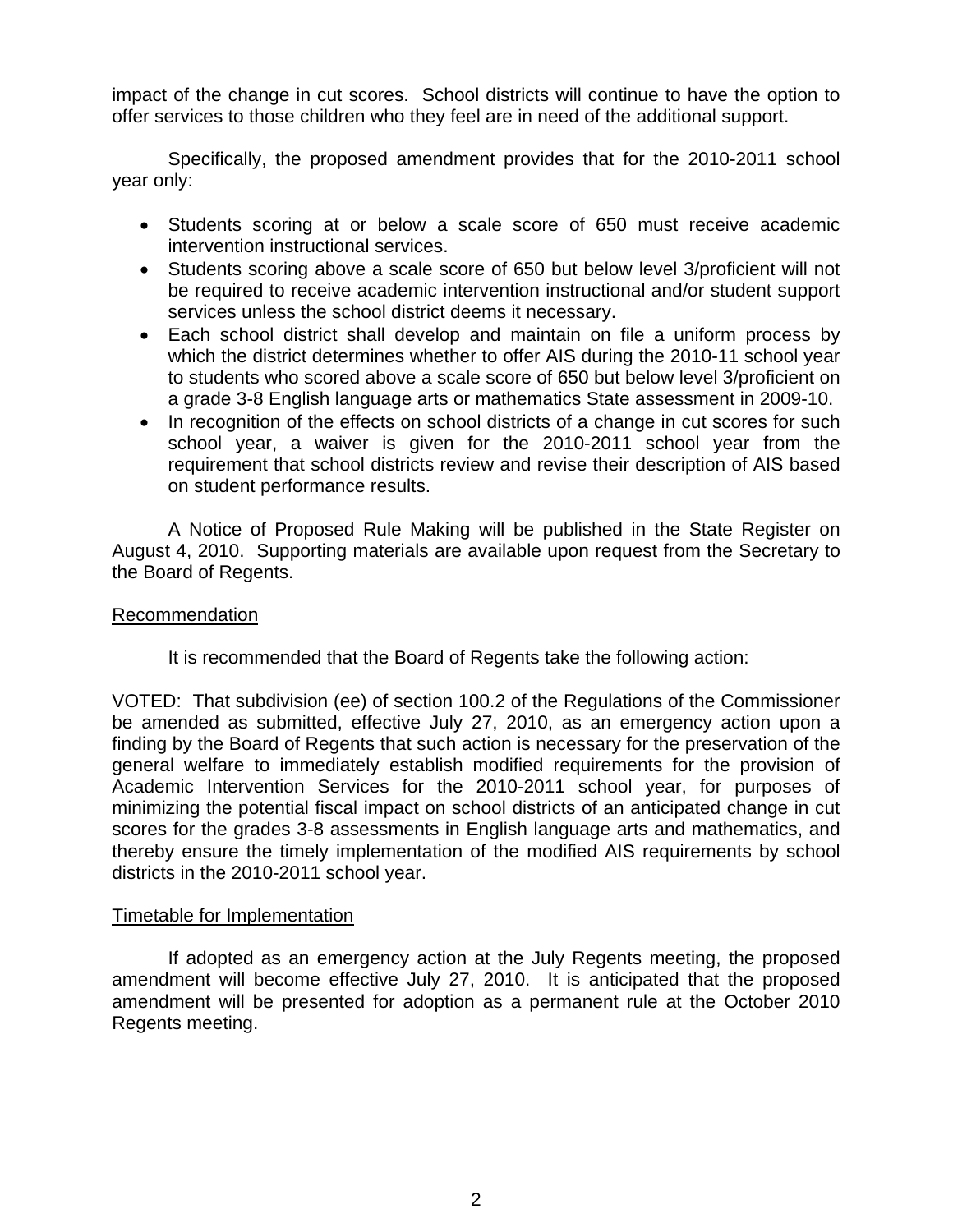impact of the change in cut scores. School districts will continue to have the option to offer services to those children who they feel are in need of the additional support.

Specifically, the proposed amendment provides that for the 2010-2011 school year only:

- Students scoring at or below a scale score of 650 must receive academic intervention instructional services.
- Students scoring above a scale score of 650 but below level 3/proficient will not be required to receive academic intervention instructional and/or student support services unless the school district deems it necessary.
- Each school district shall develop and maintain on file a uniform process by which the district determines whether to offer AIS during the 2010-11 school year to students who scored above a scale score of 650 but below level 3/proficient on a grade 3-8 English language arts or mathematics State assessment in 2009-10.
- In recognition of the effects on school districts of a change in cut scores for such school year, a waiver is given for the 2010-2011 school year from the requirement that school districts review and revise their description of AIS based on student performance results.

A Notice of Proposed Rule Making will be published in the State Register on August 4, 2010. Supporting materials are available upon request from the Secretary to the Board of Regents.

## Recommendation

It is recommended that the Board of Regents take the following action:

VOTED: That subdivision (ee) of section 100.2 of the Regulations of the Commissioner be amended as submitted, effective July 27, 2010, as an emergency action upon a finding by the Board of Regents that such action is necessary for the preservation of the general welfare to immediately establish modified requirements for the provision of Academic Intervention Services for the 2010-2011 school year, for purposes of minimizing the potential fiscal impact on school districts of an anticipated change in cut scores for the grades 3-8 assessments in English language arts and mathematics, and thereby ensure the timely implementation of the modified AIS requirements by school districts in the 2010-2011 school year.

## Timetable for Implementation

If adopted as an emergency action at the July Regents meeting, the proposed amendment will become effective July 27, 2010. It is anticipated that the proposed amendment will be presented for adoption as a permanent rule at the October 2010 Regents meeting.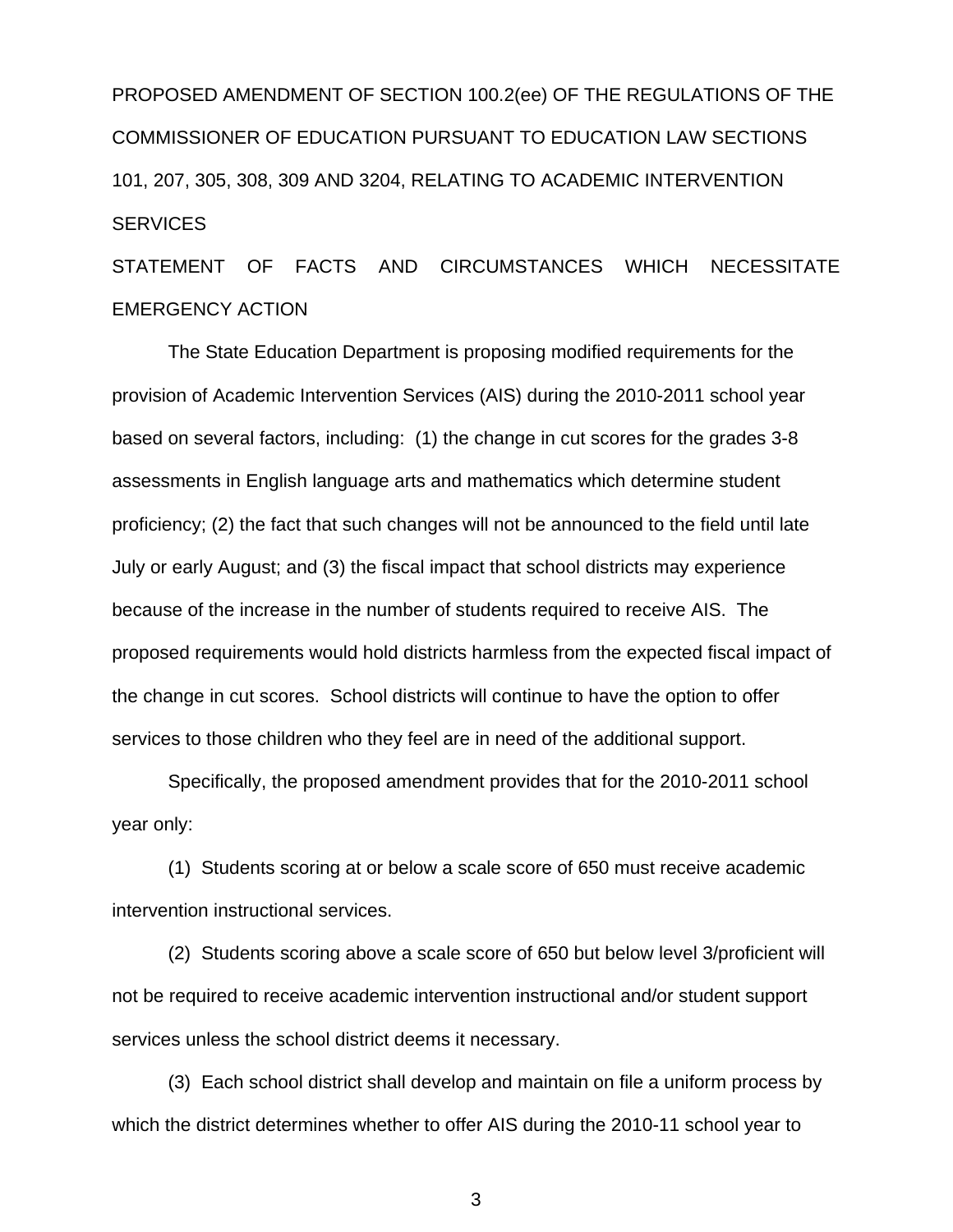PROPOSED AMENDMENT OF SECTION 100.2(ee) OF THE REGULATIONS OF THE COMMISSIONER OF EDUCATION PURSUANT TO EDUCATION LAW SECTIONS 101, 207, 305, 308, 309 AND 3204, RELATING TO ACADEMIC INTERVENTION SERVICES

STATEMENT OF FACTS AND CIRCUMSTANCES WHICH NECESSITATE EMERGENCY ACTION

The State Education Department is proposing modified requirements for the provision of Academic Intervention Services (AIS) during the 2010-2011 school year based on several factors, including: (1) the change in cut scores for the grades 3-8 assessments in English language arts and mathematics which determine student proficiency; (2) the fact that such changes will not be announced to the field until late July or early August; and (3) the fiscal impact that school districts may experience because of the increase in the number of students required to receive AIS. The proposed requirements would hold districts harmless from the expected fiscal impact of the change in cut scores. School districts will continue to have the option to offer services to those children who they feel are in need of the additional support.

Specifically, the proposed amendment provides that for the 2010-2011 school year only:

(1) Students scoring at or below a scale score of 650 must receive academic intervention instructional services.

(2) Students scoring above a scale score of 650 but below level 3/proficient will not be required to receive academic intervention instructional and/or student support services unless the school district deems it necessary.

(3) Each school district shall develop and maintain on file a uniform process by which the district determines whether to offer AIS during the 2010-11 school year to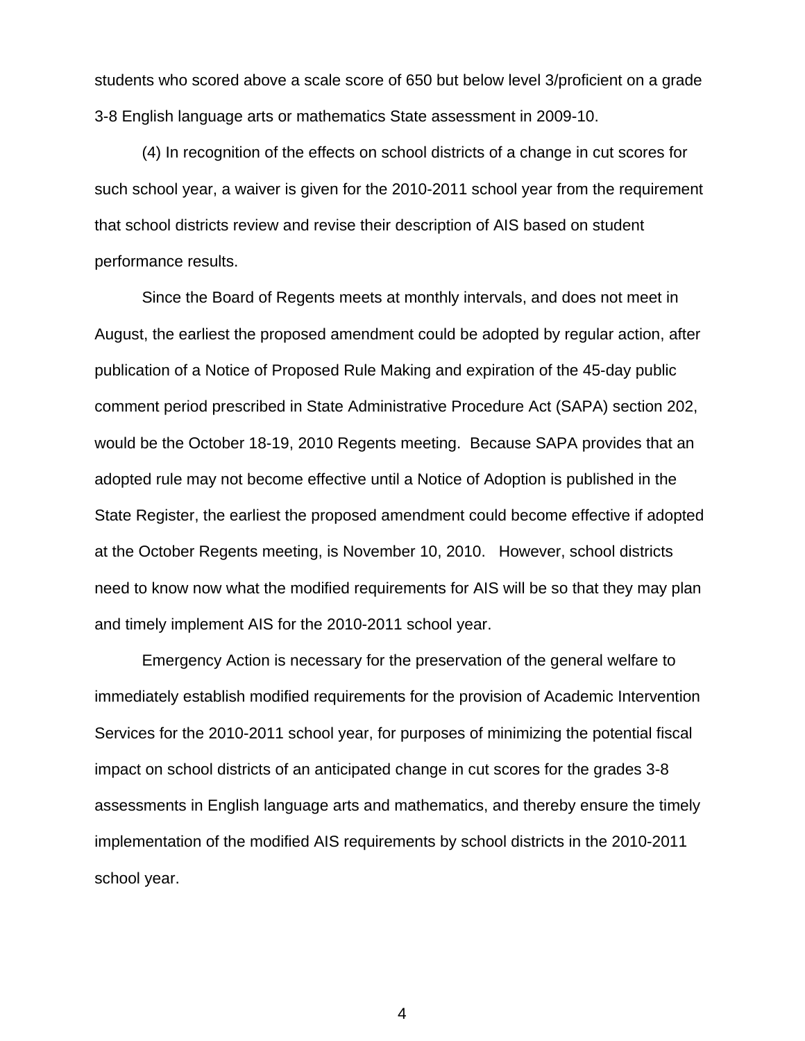students who scored above a scale score of 650 but below level 3/proficient on a grade 3-8 English language arts or mathematics State assessment in 2009-10.

(4) In recognition of the effects on school districts of a change in cut scores for such school year, a waiver is given for the 2010-2011 school year from the requirement that school districts review and revise their description of AIS based on student performance results.

Since the Board of Regents meets at monthly intervals, and does not meet in August, the earliest the proposed amendment could be adopted by regular action, after publication of a Notice of Proposed Rule Making and expiration of the 45-day public comment period prescribed in State Administrative Procedure Act (SAPA) section 202, would be the October 18-19, 2010 Regents meeting. Because SAPA provides that an adopted rule may not become effective until a Notice of Adoption is published in the State Register, the earliest the proposed amendment could become effective if adopted at the October Regents meeting, is November 10, 2010. However, school districts need to know now what the modified requirements for AIS will be so that they may plan and timely implement AIS for the 2010-2011 school year.

Emergency Action is necessary for the preservation of the general welfare to immediately establish modified requirements for the provision of Academic Intervention Services for the 2010-2011 school year, for purposes of minimizing the potential fiscal impact on school districts of an anticipated change in cut scores for the grades 3-8 assessments in English language arts and mathematics, and thereby ensure the timely implementation of the modified AIS requirements by school districts in the 2010-2011 school year.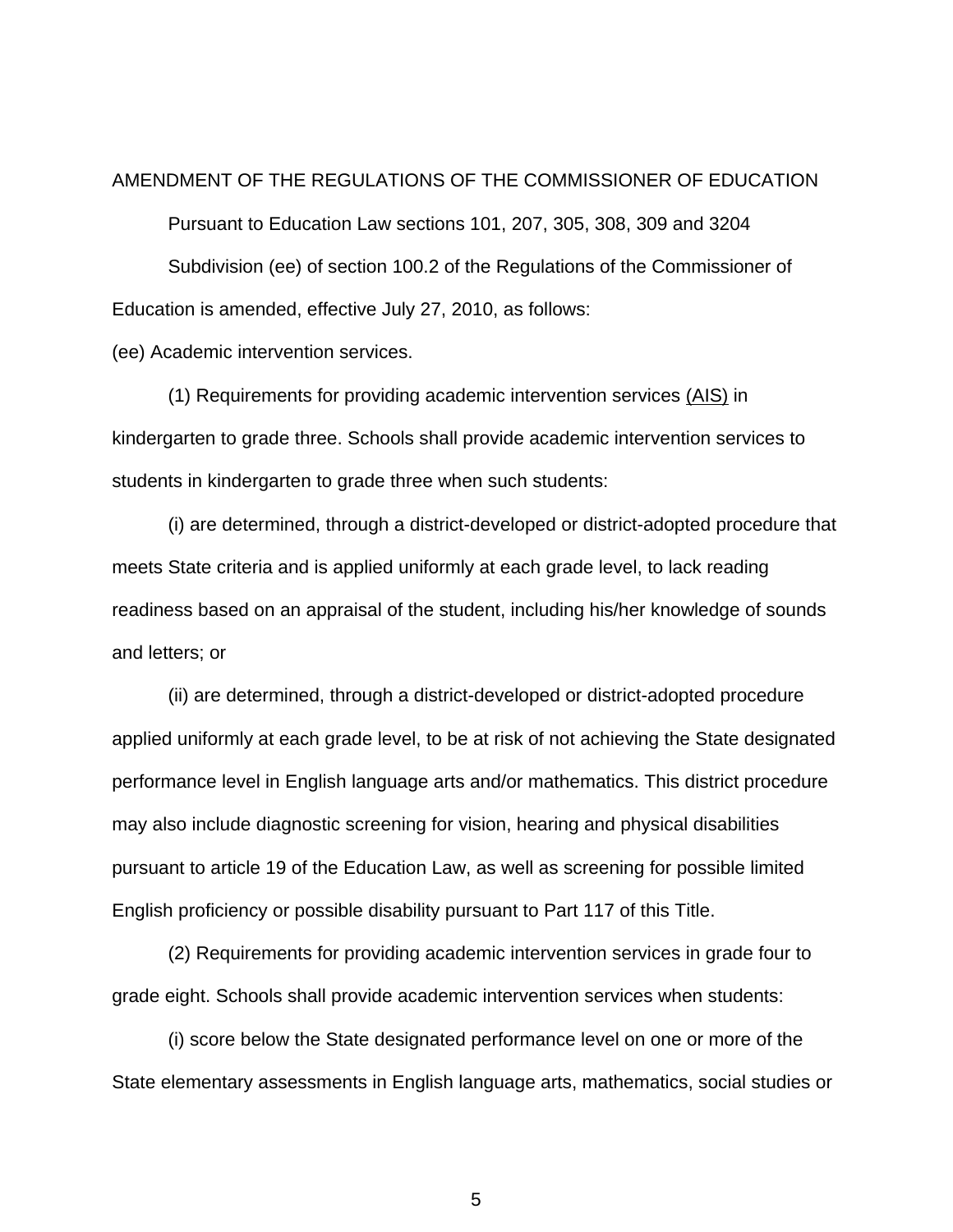AMENDMENT OF THE REGULATIONS OF THE COMMISSIONER OF EDUCATION

Pursuant to Education Law sections 101, 207, 305, 308, 309 and 3204

Subdivision (ee) of section 100.2 of the Regulations of the Commissioner of Education is amended, effective July 27, 2010, as follows:

(ee) Academic intervention services.

(1) Requirements for providing academic intervention services (AIS) in kindergarten to grade three. Schools shall provide academic intervention services to students in kindergarten to grade three when such students:

(i) are determined, through a district-developed or district-adopted procedure that meets State criteria and is applied uniformly at each grade level, to lack reading readiness based on an appraisal of the student, including his/her knowledge of sounds and letters; or

(ii) are determined, through a district-developed or district-adopted procedure applied uniformly at each grade level, to be at risk of not achieving the State designated performance level in English language arts and/or mathematics. This district procedure may also include diagnostic screening for vision, hearing and physical disabilities pursuant to article 19 of the Education Law, as well as screening for possible limited English proficiency or possible disability pursuant to Part 117 of this Title.

(2) Requirements for providing academic intervention services in grade four to grade eight. Schools shall provide academic intervention services when students:

(i) score below the State designated performance level on one or more of the State elementary assessments in English language arts, mathematics, social studies or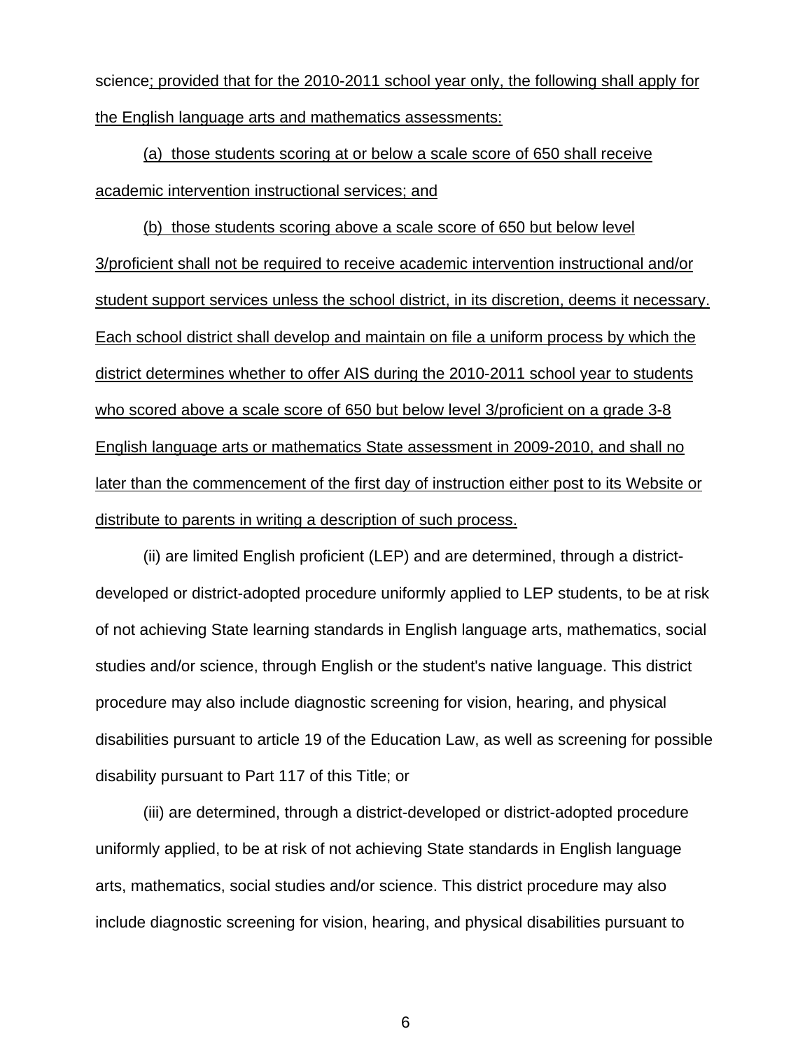science; provided that for the 2010-2011 school year only, the following shall apply for the English language arts and mathematics assessments:

(a) those students scoring at or below a scale score of 650 shall receive academic intervention instructional services; and

(b) those students scoring above a scale score of 650 but below level 3/proficient shall not be required to receive academic intervention instructional and/or student support services unless the school district, in its discretion, deems it necessary. Each school district shall develop and maintain on file a uniform process by which the district determines whether to offer AIS during the 2010-2011 school year to students who scored above a scale score of 650 but below level 3/proficient on a grade 3-8 English language arts or mathematics State assessment in 2009-2010, and shall no later than the commencement of the first day of instruction either post to its Website or distribute to parents in writing a description of such process.

(ii) are limited English proficient (LEP) and are determined, through a district-developed or district-adopted procedure uniformly applied to LEP students, to be at risk of not achieving State learning standards in English language arts, mathematics, social studies and/or science, through English or the student's native language. This district procedure may also include diagnostic screening for vision, hearing, and physical disabilities pursuant to article 19 of the Education Law, as well as screening for possible disability pursuant to Part 117 of this Title; or

(iii) are determined, through a district-developed or district-adopted procedure uniformly applied, to be at risk of not achieving State standards in English language arts, mathematics, social studies and/or science. This district procedure may also include diagnostic screening for vision, hearing, and physical disabilities pursuant to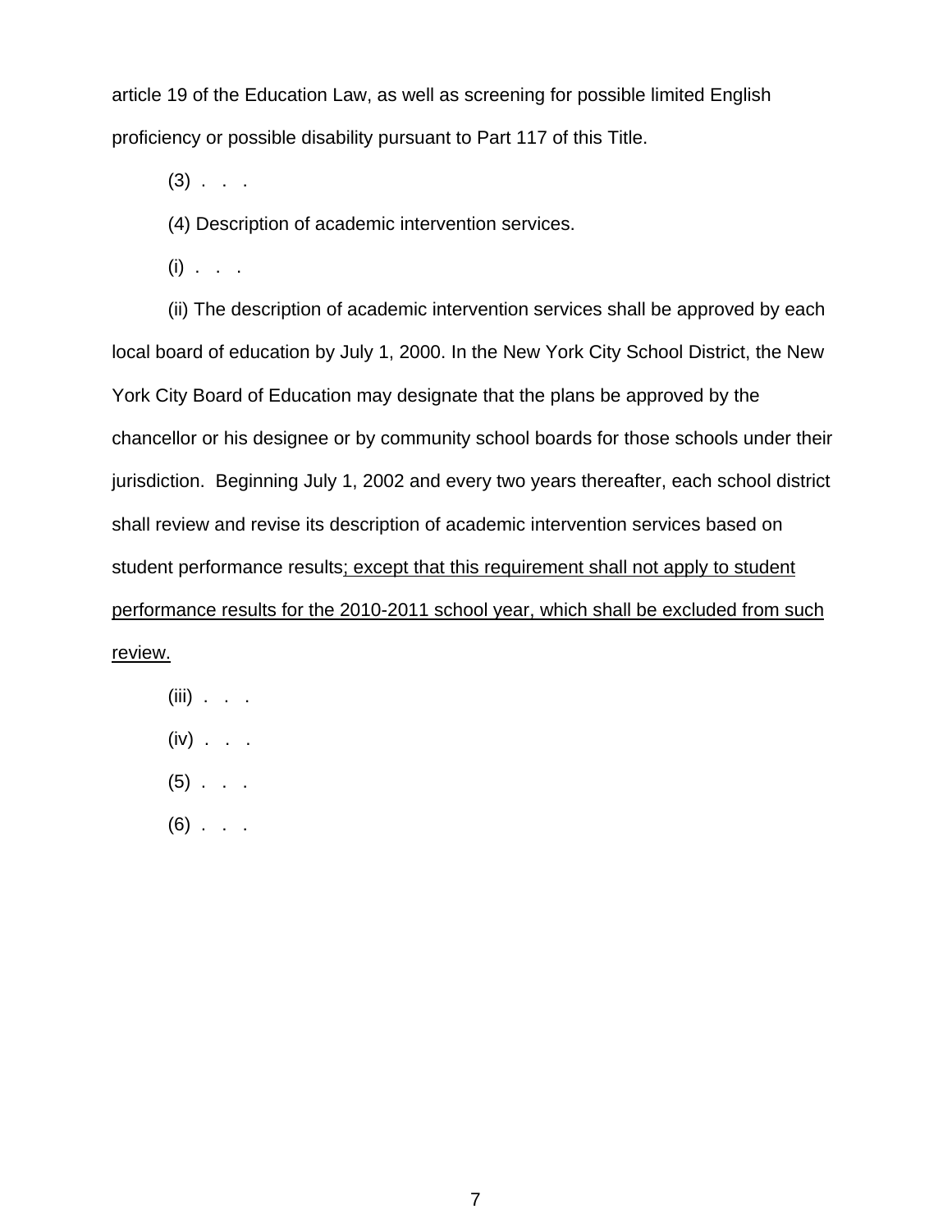article 19 of the Education Law, as well as screening for possible limited English proficiency or possible disability pursuant to Part 117 of this Title.

(3) . . .

(4) Description of academic intervention services.

(i) . . .

(ii) The description of academic intervention services shall be approved by each local board of education by July 1, 2000. In the New York City School District, the New York City Board of Education may designate that the plans be approved by the chancellor or his designee or by community school boards for those schools under their jurisdiction. Beginning July 1, 2002 and every two years thereafter, each school district shall review and revise its description of academic intervention services based on student performance results<u>; except that this requirement shall not apply to student performance results for the 2010-2011 school year, which shall be excluded from such review.</u>

(iii) . . .

(iv) . . .

(5) . . .

(6) . . .